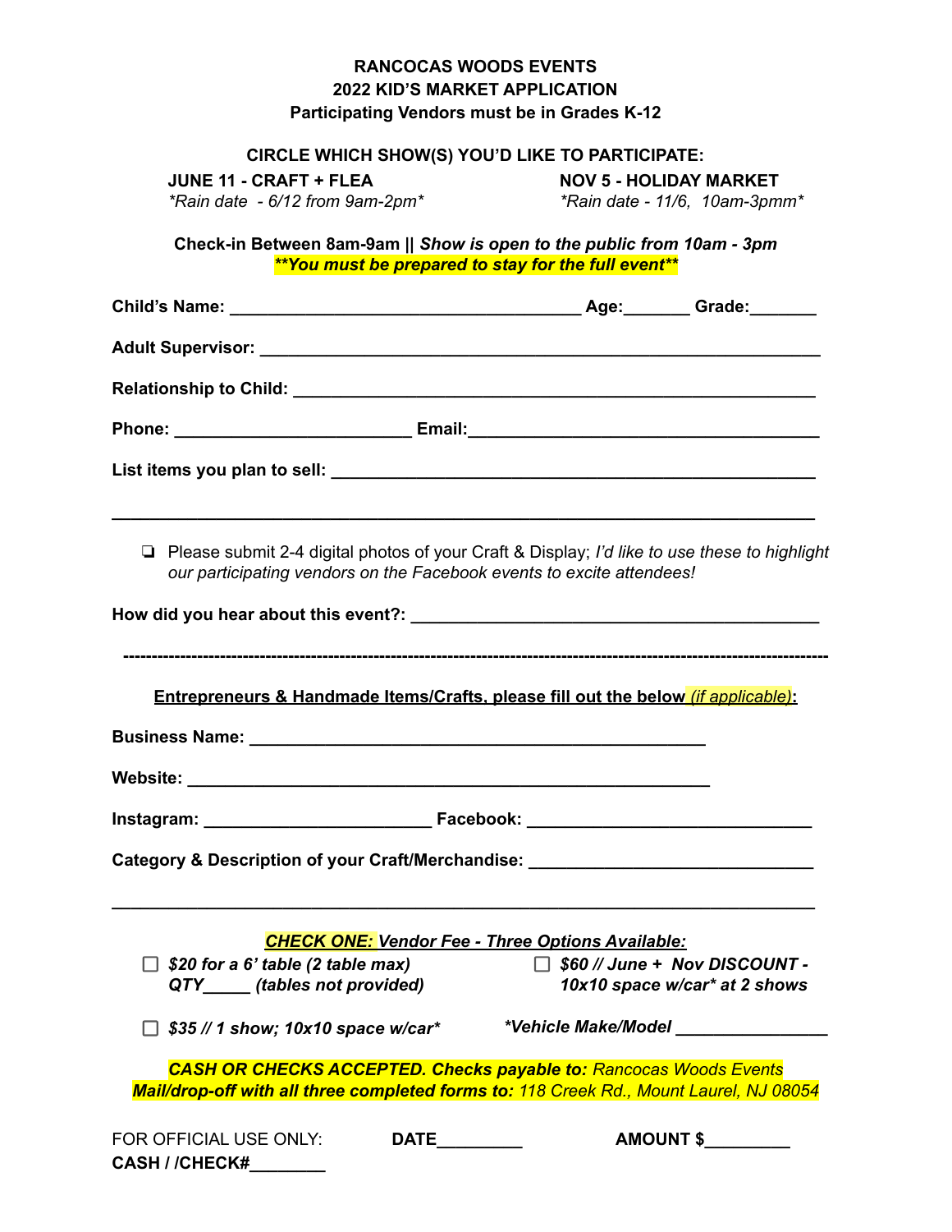# RANCOCAS WOODS EVENTS
## 2022 KID'S MARKET APPLICATION
**Participating Vendors must be in Grades K-12**

**CIRCLE WHICH SHOW(S) YOU'D LIKE TO PARTICIPATE:**

**JUNE 11 - CRAFT + FLEA**
*\*Rain date - 6/12 from 9am-2pm\**

**NOV 5 - HOLIDAY MARKET**
*\*Rain date - 11/6, 10am-3pmm\**

**Check-in Between 8am-9am || *Show is open to the public from 10am - 3pm***
***\*\*You must be prepared to stay for the full event\*\****

**Child's Name:** ______________________________ **Age:**_______ **Grade:**_______

**Adult Supervisor:** ________________________________________________

**Relationship to Child:** ____________________________________________

**Phone:** ____________________ **Email:**______________________________

**List items you plan to sell:** ________________________________________

________________________________________________________________

- ☐ Please submit 2-4 digital photos of your Craft & Display; *I'd like to use these to highlight our participating vendors on the Facebook events to excite attendees!*

**How did you hear about this event?:** __________________________________

---

**Entrepreneurs & Handmade Items/Crafts, please fill out the below *(if applicable)*:**

**Business Name:** ________________________________________

**Website:** ______________________________________________

**Instagram:** __________________ **Facebook:** _________________________

**Category & Description of your Craft/Merchandise:** ______________________

________________________________________________________________

***CHECK ONE: Vendor Fee - Three Options Available:***

- ☐ ***$20 for a 6' table (2 table max) QTY_____ (tables not provided)***
- ☐ ***$60 // June + Nov DISCOUNT - 10x10 space w/car\* at 2 shows***
- ☐ ***$35 // 1 show; 10x10 space w/car\****

***\*Vehicle Make/Model*** ________________

***CASH OR CHECKS ACCEPTED. Checks payable to:*** *Rancocas Woods Events*
***Mail/drop-off with all three completed forms to:*** *118 Creek Rd., Mount Laurel, NJ 08054*

FOR OFFICIAL USE ONLY: **DATE**_________ **AMOUNT $**_________
**CASH / /CHECK#**________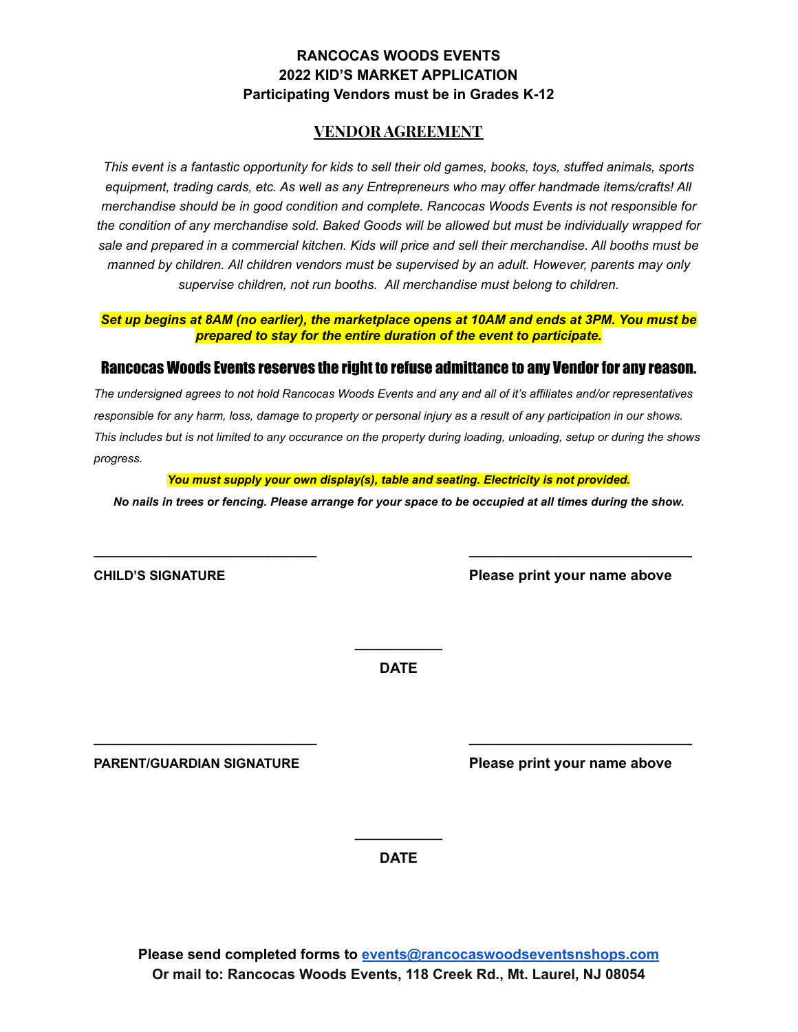**RANCOCAS WOODS EVENTS**
**2022 KID'S MARKET APPLICATION**
**Participating Vendors must be in Grades K-12**

## VENDOR AGREEMENT

*This event is a fantastic opportunity for kids to sell their old games, books, toys, stuffed animals, sports equipment, trading cards, etc. As well as any Entrepreneurs who may offer handmade items/crafts! All merchandise should be in good condition and complete. Rancocas Woods Events is not responsible for the condition of any merchandise sold. Baked Goods will be allowed but must be individually wrapped for sale and prepared in a commercial kitchen. Kids will price and sell their merchandise. All booths must be manned by children. All children vendors must be supervised by an adult. However, parents may only supervise children, not run booths. All merchandise must belong to children.*

***Set up begins at 8AM (no earlier), the marketplace opens at 10AM and ends at 3PM. You must be prepared to stay for the entire duration of the event to participate.***

## Rancocas Woods Events reserves the right to refuse admittance to any Vendor for any reason.

*The undersigned agrees to not hold Rancocas Woods Events and any and all of it's affiliates and/or representatives responsible for any harm, loss, damage to property or personal injury as a result of any participation in our shows. This includes but is not limited to any occurance on the property during loading, unloading, setup or during the shows progress.*

***You must supply your own display(s), table and seating. Electricity is not provided.***

***No nails in trees or fencing. Please arrange for your space to be occupied at all times during the show.***

______________________________ ______________________________

**CHILD'S SIGNATURE** **Please print your name above**

___________

**DATE**

______________________________ ______________________________

**PARENT/GUARDIAN SIGNATURE** **Please print your name above**

___________

**DATE**

**Please send completed forms to [events@rancocaswoodseventsnshops.com](mailto:events@rancocaswoodseventsnshops.com)**
**Or mail to: Rancocas Woods Events, 118 Creek Rd., Mt. Laurel, NJ 08054**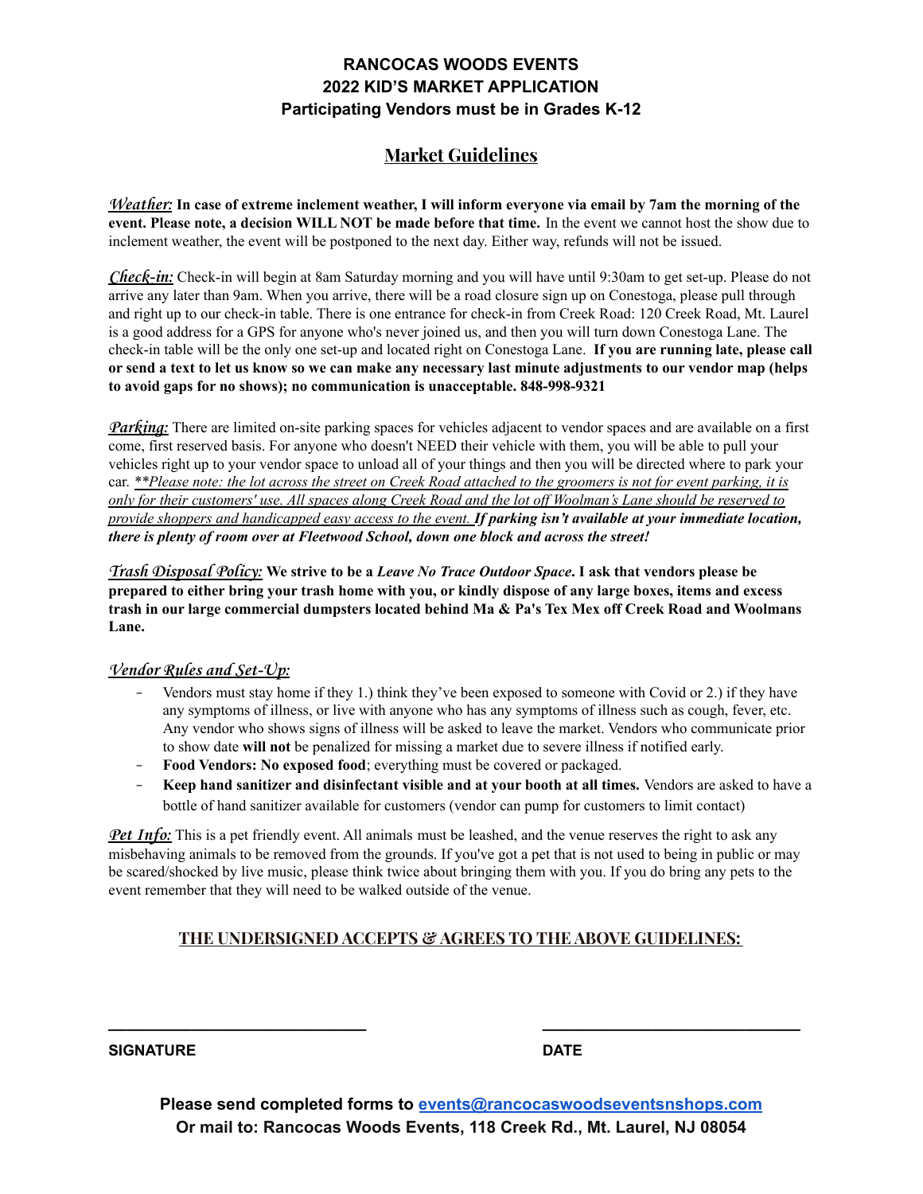**RANCOCAS WOODS EVENTS**
**2022 KID'S MARKET APPLICATION**
**Participating Vendors must be in Grades K-12**

## Market Guidelines

***Weather:*** **In case of extreme inclement weather, I will inform everyone via email by 7am the morning of the event. Please note, a decision WILL NOT be made before that time.** In the event we cannot host the show due to inclement weather, the event will be postponed to the next day. Either way, refunds will not be issued.

***Check-in:*** Check-in will begin at 8am Saturday morning and you will have until 9:30am to get set-up. Please do not arrive any later than 9am. When you arrive, there will be a road closure sign up on Conestoga, please pull through and right up to our check-in table. There is one entrance for check-in from Creek Road: 120 Creek Road, Mt. Laurel is a good address for a GPS for anyone who's never joined us, and then you will turn down Conestoga Lane. The check-in table will be the only one set-up and located right on Conestoga Lane. **If you are running late, please call or send a text to let us know so we can make any necessary last minute adjustments to our vendor map (helps to avoid gaps for no shows); no communication is unacceptable. 848-998-9321**

***Parking:*** There are limited on-site parking spaces for vehicles adjacent to vendor spaces and are available on a first come, first reserved basis. For anyone who doesn't NEED their vehicle with them, you will be able to pull your vehicles right up to your vendor space to unload all of your things and then you will be directed where to park your car. *\*\*Please note: the lot across the street on Creek Road attached to the groomers is not for event parking, it is only for their customers' use. All spaces along Creek Road and the lot off Woolman's Lane should be reserved to provide shoppers and handicapped easy access to the event.* ***If parking isn't available at your immediate location, there is plenty of room over at Fleetwood School, down one block and across the street!***

***Trash Disposal Policy:*** **We strive to be a *Leave No Trace Outdoor Space*. I ask that vendors please be prepared to either bring your trash home with you, or kindly dispose of any large boxes, items and excess trash in our large commercial dumpsters located behind Ma & Pa's Tex Mex off Creek Road and Woolmans Lane.**

***Vendor Rules and Set-Up:***

- Vendors must stay home if they 1.) think they've been exposed to someone with Covid or 2.) if they have any symptoms of illness, or live with anyone who has any symptoms of illness such as cough, fever, etc. Any vendor who shows signs of illness will be asked to leave the market. Vendors who communicate prior to show date **will not** be penalized for missing a market due to severe illness if notified early.
- **Food Vendors: No exposed food**; everything must be covered or packaged.
- **Keep hand sanitizer and disinfectant visible and at your booth at all times.** Vendors are asked to have a bottle of hand sanitizer available for customers (vendor can pump for customers to limit contact)

***Pet Info:*** This is a pet friendly event. All animals must be leashed, and the venue reserves the right to ask any misbehaving animals to be removed from the grounds. If you've got a pet that is not used to being in public or may be scared/shocked by live music, please think twice about bringing them with you. If you do bring any pets to the event remember that they will need to be walked outside of the venue.

### THE UNDERSIGNED ACCEPTS & AGREES TO THE ABOVE GUIDELINES:

______________________________ ______________________________

**SIGNATURE** **DATE**

**Please send completed forms to events@rancocaswoodseventsnshops.com**
**Or mail to: Rancocas Woods Events, 118 Creek Rd., Mt. Laurel, NJ 08054**